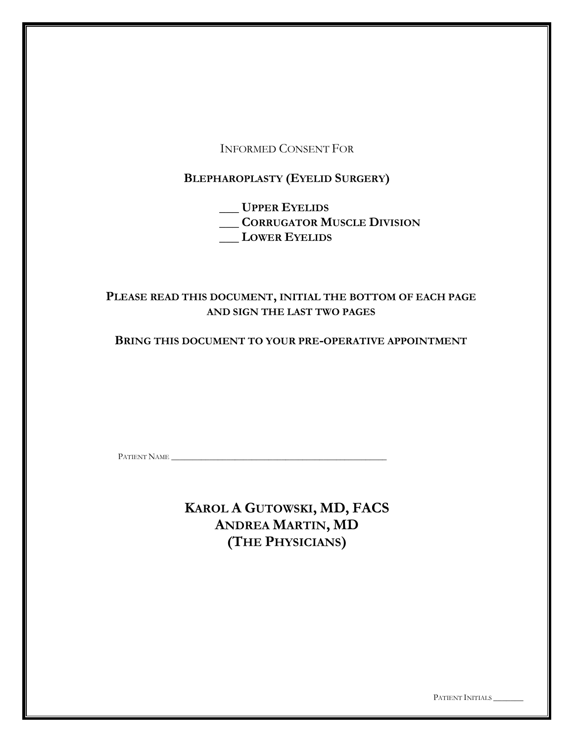INFORMED CONSENT FOR

# BLEPHAROPLASTY (EYELID SURGERY)

___ **UPPER EYELIDS**
___ **CORRUGATOR MUSCLE DIVISION**
___ **LOWER EYELIDS**

**PLEASE READ THIS DOCUMENT, INITIAL THE BOTTOM OF EACH PAGE AND SIGN THE LAST TWO PAGES**

**BRING THIS DOCUMENT TO YOUR PRE-OPERATIVE APPOINTMENT**

PATIENT NAME ________________________________________________

**KAROL A GUTOWSKI, MD, FACS**
**ANDREA MARTIN, MD**
**(THE PHYSICIANS)**

PATIENT INITIALS _______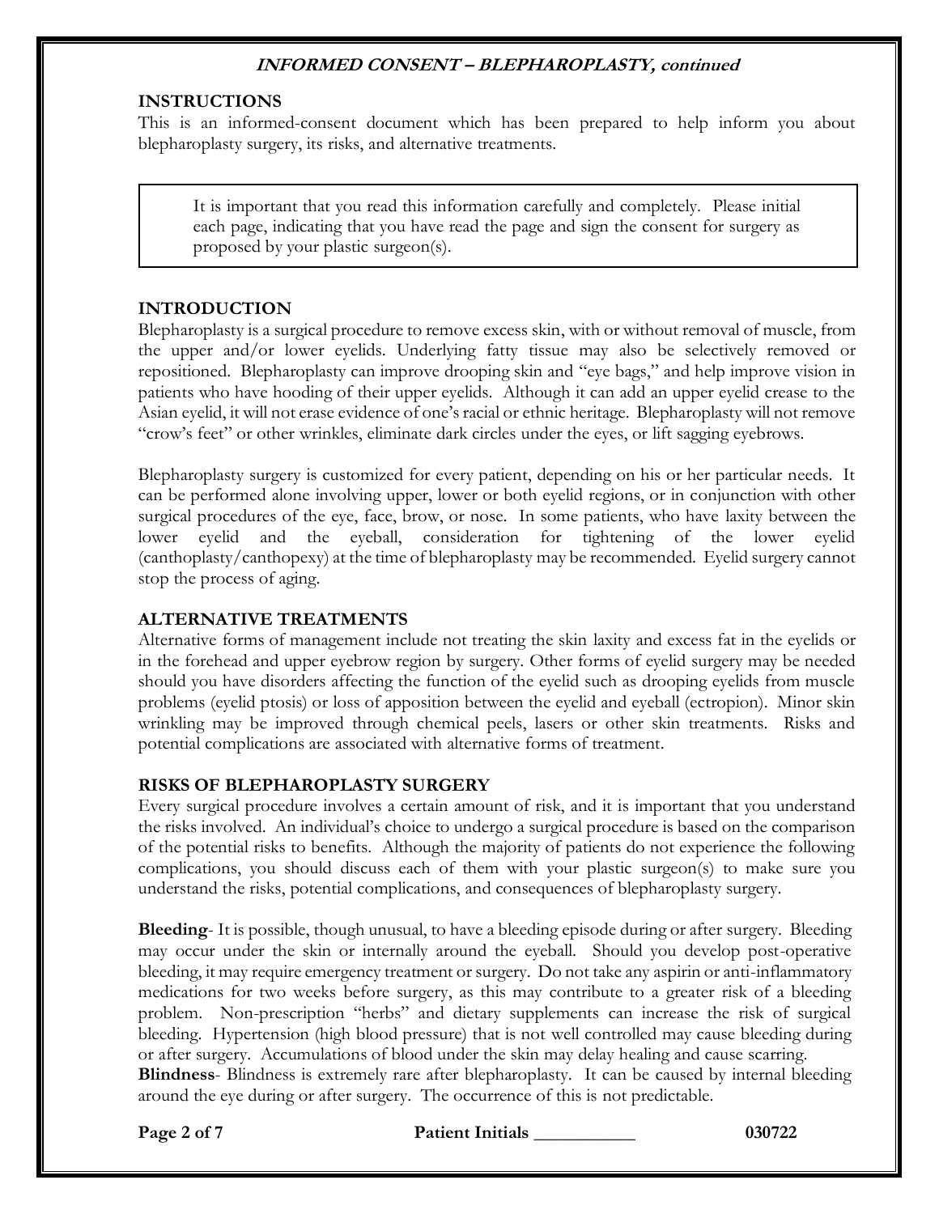## INSTRUCTIONS

This is an informed-consent document which has been prepared to help inform you about blepharoplasty surgery, its risks, and alternative treatments.

> It is important that you read this information carefully and completely. Please initial each page, indicating that you have read the page and sign the consent for surgery as proposed by your plastic surgeon(s).

## INTRODUCTION

Blepharoplasty is a surgical procedure to remove excess skin, with or without removal of muscle, from the upper and/or lower eyelids. Underlying fatty tissue may also be selectively removed or repositioned. Blepharoplasty can improve drooping skin and "eye bags," and help improve vision in patients who have hooding of their upper eyelids. Although it can add an upper eyelid crease to the Asian eyelid, it will not erase evidence of one's racial or ethnic heritage. Blepharoplasty will not remove "crow's feet" or other wrinkles, eliminate dark circles under the eyes, or lift sagging eyebrows.

Blepharoplasty surgery is customized for every patient, depending on his or her particular needs. It can be performed alone involving upper, lower or both eyelid regions, or in conjunction with other surgical procedures of the eye, face, brow, or nose. In some patients, who have laxity between the lower eyelid and the eyeball, consideration for tightening of the lower eyelid (canthoplasty/canthopexy) at the time of blepharoplasty may be recommended. Eyelid surgery cannot stop the process of aging.

## ALTERNATIVE TREATMENTS

Alternative forms of management include not treating the skin laxity and excess fat in the eyelids or in the forehead and upper eyebrow region by surgery. Other forms of eyelid surgery may be needed should you have disorders affecting the function of the eyelid such as drooping eyelids from muscle problems (eyelid ptosis) or loss of apposition between the eyelid and eyeball (ectropion). Minor skin wrinkling may be improved through chemical peels, lasers or other skin treatments. Risks and potential complications are associated with alternative forms of treatment.

## RISKS OF BLEPHAROPLASTY SURGERY

Every surgical procedure involves a certain amount of risk, and it is important that you understand the risks involved. An individual's choice to undergo a surgical procedure is based on the comparison of the potential risks to benefits. Although the majority of patients do not experience the following complications, you should discuss each of them with your plastic surgeon(s) to make sure you understand the risks, potential complications, and consequences of blepharoplasty surgery.

**Bleeding**- It is possible, though unusual, to have a bleeding episode during or after surgery. Bleeding may occur under the skin or internally around the eyeball. Should you develop post-operative bleeding, it may require emergency treatment or surgery. Do not take any aspirin or anti-inflammatory medications for two weeks before surgery, as this may contribute to a greater risk of a bleeding problem. Non-prescription "herbs" and dietary supplements can increase the risk of surgical bleeding. Hypertension (high blood pressure) that is not well controlled may cause bleeding during or after surgery. Accumulations of blood under the skin may delay healing and cause scarring.

**Blindness**- Blindness is extremely rare after blepharoplasty. It can be caused by internal bleeding around the eye during or after surgery. The occurrence of this is not predictable.

Patient Initials ___________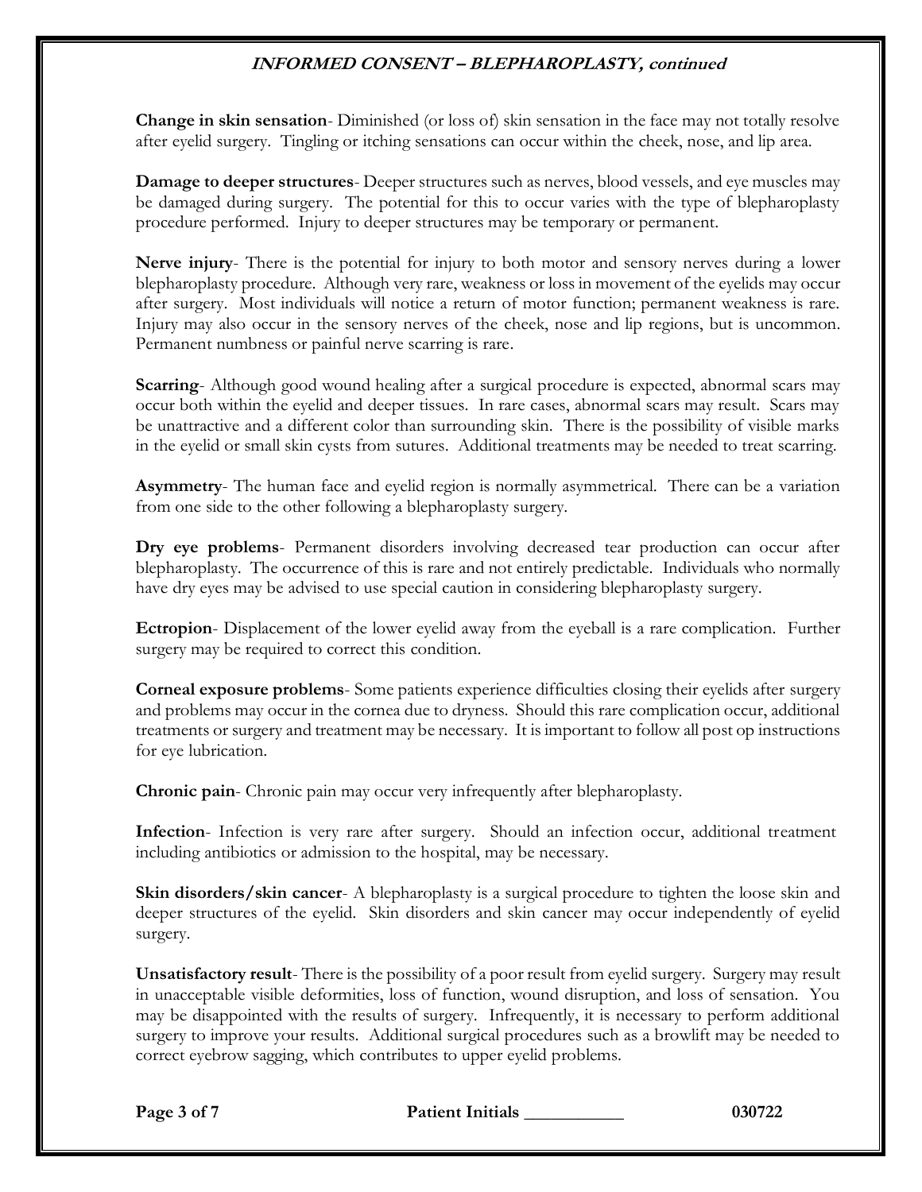**Change in skin sensation**- Diminished (or loss of) skin sensation in the face may not totally resolve after eyelid surgery. Tingling or itching sensations can occur within the cheek, nose, and lip area.

**Damage to deeper structures**- Deeper structures such as nerves, blood vessels, and eye muscles may be damaged during surgery. The potential for this to occur varies with the type of blepharoplasty procedure performed. Injury to deeper structures may be temporary or permanent.

**Nerve injury**- There is the potential for injury to both motor and sensory nerves during a lower blepharoplasty procedure. Although very rare, weakness or loss in movement of the eyelids may occur after surgery. Most individuals will notice a return of motor function; permanent weakness is rare. Injury may also occur in the sensory nerves of the cheek, nose and lip regions, but is uncommon. Permanent numbness or painful nerve scarring is rare.

**Scarring**- Although good wound healing after a surgical procedure is expected, abnormal scars may occur both within the eyelid and deeper tissues. In rare cases, abnormal scars may result. Scars may be unattractive and a different color than surrounding skin. There is the possibility of visible marks in the eyelid or small skin cysts from sutures. Additional treatments may be needed to treat scarring.

**Asymmetry**- The human face and eyelid region is normally asymmetrical. There can be a variation from one side to the other following a blepharoplasty surgery.

**Dry eye problems**- Permanent disorders involving decreased tear production can occur after blepharoplasty. The occurrence of this is rare and not entirely predictable. Individuals who normally have dry eyes may be advised to use special caution in considering blepharoplasty surgery.

**Ectropion**- Displacement of the lower eyelid away from the eyeball is a rare complication. Further surgery may be required to correct this condition.

**Corneal exposure problems**- Some patients experience difficulties closing their eyelids after surgery and problems may occur in the cornea due to dryness. Should this rare complication occur, additional treatments or surgery and treatment may be necessary. It is important to follow all post op instructions for eye lubrication.

**Chronic pain**- Chronic pain may occur very infrequently after blepharoplasty.

**Infection**- Infection is very rare after surgery. Should an infection occur, additional treatment including antibiotics or admission to the hospital, may be necessary.

**Skin disorders/skin cancer**- A blepharoplasty is a surgical procedure to tighten the loose skin and deeper structures of the eyelid. Skin disorders and skin cancer may occur independently of eyelid surgery.

**Unsatisfactory result**- There is the possibility of a poor result from eyelid surgery. Surgery may result in unacceptable visible deformities, loss of function, wound disruption, and loss of sensation. You may be disappointed with the results of surgery. Infrequently, it is necessary to perform additional surgery to improve your results. Additional surgical procedures such as a browlift may be needed to correct eyebrow sagging, which contributes to upper eyelid problems.

**Patient Initials \_\_\_\_\_\_\_\_\_\_\_**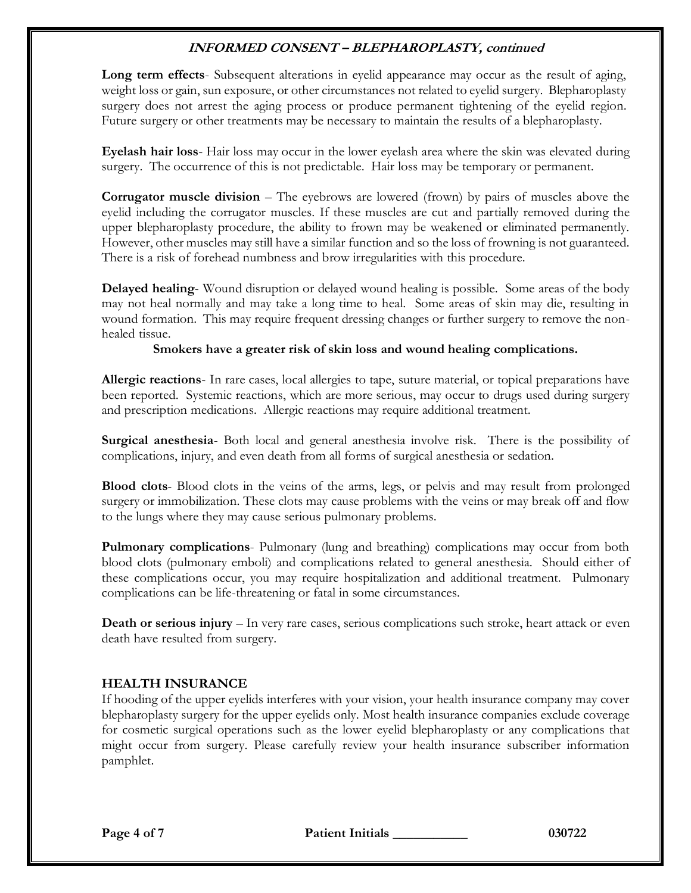**Long term effects**- Subsequent alterations in eyelid appearance may occur as the result of aging, weight loss or gain, sun exposure, or other circumstances not related to eyelid surgery. Blepharoplasty surgery does not arrest the aging process or produce permanent tightening of the eyelid region. Future surgery or other treatments may be necessary to maintain the results of a blepharoplasty.

**Eyelash hair loss**- Hair loss may occur in the lower eyelash area where the skin was elevated during surgery. The occurrence of this is not predictable. Hair loss may be temporary or permanent.

**Corrugator muscle division** – The eyebrows are lowered (frown) by pairs of muscles above the eyelid including the corrugator muscles. If these muscles are cut and partially removed during the upper blepharoplasty procedure, the ability to frown may be weakened or eliminated permanently. However, other muscles may still have a similar function and so the loss of frowning is not guaranteed. There is a risk of forehead numbness and brow irregularities with this procedure.

**Delayed healing**- Wound disruption or delayed wound healing is possible. Some areas of the body may not heal normally and may take a long time to heal. Some areas of skin may die, resulting in wound formation. This may require frequent dressing changes or further surgery to remove the non-healed tissue.

**Smokers have a greater risk of skin loss and wound healing complications.**

**Allergic reactions**- In rare cases, local allergies to tape, suture material, or topical preparations have been reported. Systemic reactions, which are more serious, may occur to drugs used during surgery and prescription medications. Allergic reactions may require additional treatment.

**Surgical anesthesia**- Both local and general anesthesia involve risk. There is the possibility of complications, injury, and even death from all forms of surgical anesthesia or sedation.

**Blood clots**- Blood clots in the veins of the arms, legs, or pelvis and may result from prolonged surgery or immobilization. These clots may cause problems with the veins or may break off and flow to the lungs where they may cause serious pulmonary problems.

**Pulmonary complications**- Pulmonary (lung and breathing) complications may occur from both blood clots (pulmonary emboli) and complications related to general anesthesia. Should either of these complications occur, you may require hospitalization and additional treatment. Pulmonary complications can be life-threatening or fatal in some circumstances.

**Death or serious injury** – In very rare cases, serious complications such stroke, heart attack or even death have resulted from surgery.

## HEALTH INSURANCE

If hooding of the upper eyelids interferes with your vision, your health insurance company may cover blepharoplasty surgery for the upper eyelids only. Most health insurance companies exclude coverage for cosmetic surgical operations such as the lower eyelid blepharoplasty or any complications that might occur from surgery. Please carefully review your health insurance subscriber information pamphlet.

**Patient Initials ___________**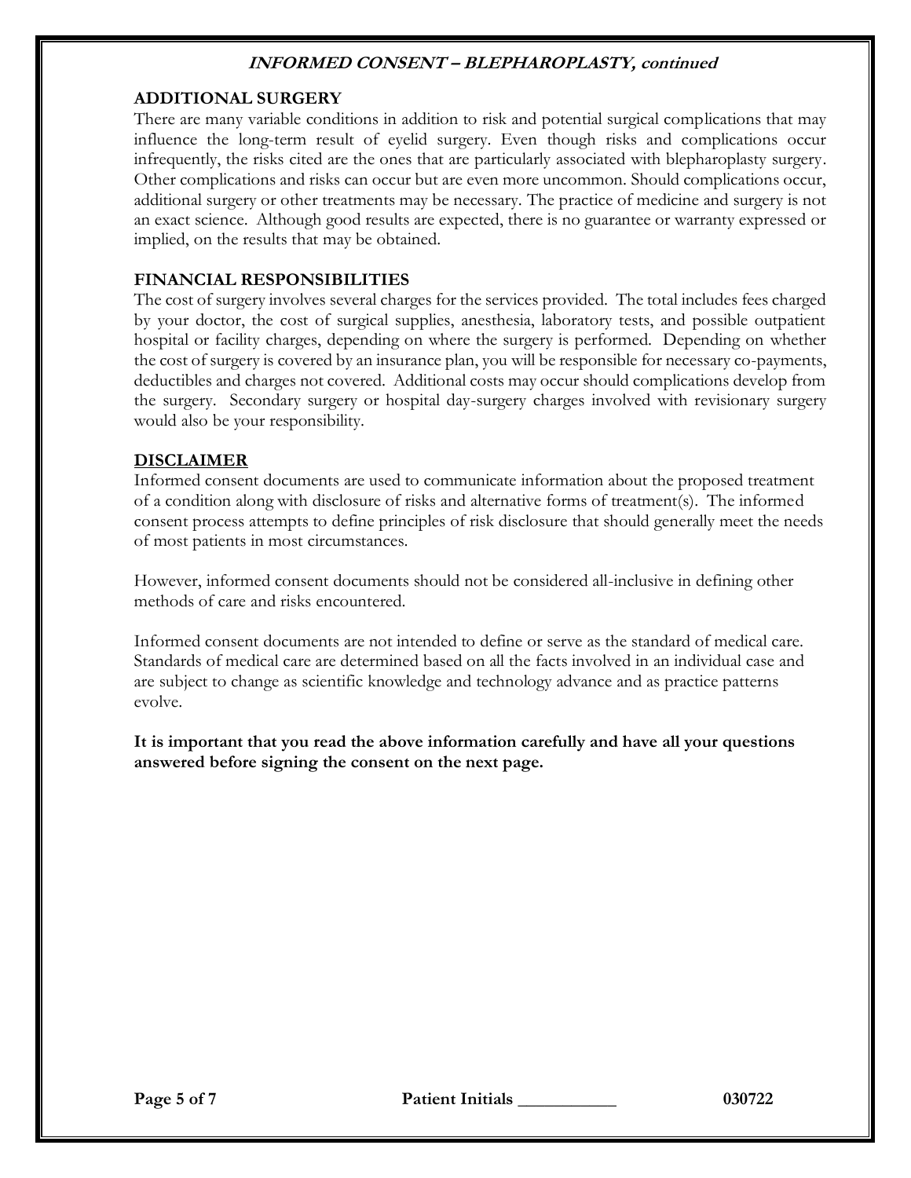## ADDITIONAL SURGERY

There are many variable conditions in addition to risk and potential surgical complications that may influence the long-term result of eyelid surgery. Even though risks and complications occur infrequently, the risks cited are the ones that are particularly associated with blepharoplasty surgery. Other complications and risks can occur but are even more uncommon. Should complications occur, additional surgery or other treatments may be necessary. The practice of medicine and surgery is not an exact science. Although good results are expected, there is no guarantee or warranty expressed or implied, on the results that may be obtained.

## FINANCIAL RESPONSIBILITIES

The cost of surgery involves several charges for the services provided. The total includes fees charged by your doctor, the cost of surgical supplies, anesthesia, laboratory tests, and possible outpatient hospital or facility charges, depending on where the surgery is performed. Depending on whether the cost of surgery is covered by an insurance plan, you will be responsible for necessary co-payments, deductibles and charges not covered. Additional costs may occur should complications develop from the surgery. Secondary surgery or hospital day-surgery charges involved with revisionary surgery would also be your responsibility.

## DISCLAIMER

Informed consent documents are used to communicate information about the proposed treatment of a condition along with disclosure of risks and alternative forms of treatment(s). The informed consent process attempts to define principles of risk disclosure that should generally meet the needs of most patients in most circumstances.

However, informed consent documents should not be considered all-inclusive in defining other methods of care and risks encountered.

Informed consent documents are not intended to define or serve as the standard of medical care. Standards of medical care are determined based on all the facts involved in an individual case and are subject to change as scientific knowledge and technology advance and as practice patterns evolve.

**It is important that you read the above information carefully and have all your questions answered before signing the consent on the next page.**

**Patient Initials \_\_\_\_\_\_\_\_\_\_\_**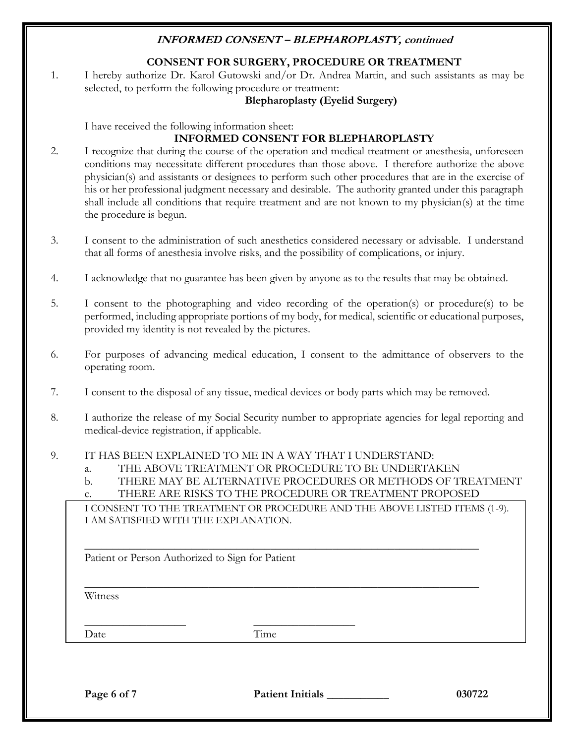***INFORMED CONSENT – BLEPHAROPLASTY, continued***

## CONSENT FOR SURGERY, PROCEDURE OR TREATMENT

1. I hereby authorize Dr. Karol Gutowski and/or Dr. Andrea Martin, and such assistants as may be selected, to perform the following procedure or treatment:

   **Blepharoplasty (Eyelid Surgery)**

   I have received the following information sheet:

   **INFORMED CONSENT FOR BLEPHAROPLASTY**

2. I recognize that during the course of the operation and medical treatment or anesthesia, unforeseen conditions may necessitate different procedures than those above. I therefore authorize the above physician(s) and assistants or designees to perform such other procedures that are in the exercise of his or her professional judgment necessary and desirable. The authority granted under this paragraph shall include all conditions that require treatment and are not known to my physician(s) at the time the procedure is begun.

3. I consent to the administration of such anesthetics considered necessary or advisable. I understand that all forms of anesthesia involve risks, and the possibility of complications, or injury.

4. I acknowledge that no guarantee has been given by anyone as to the results that may be obtained.

5. I consent to the photographing and video recording of the operation(s) or procedure(s) to be performed, including appropriate portions of my body, for medical, scientific or educational purposes, provided my identity is not revealed by the pictures.

6. For purposes of advancing medical education, I consent to the admittance of observers to the operating room.

7. I consent to the disposal of any tissue, medical devices or body parts which may be removed.

8. I authorize the release of my Social Security number to appropriate agencies for legal reporting and medical-device registration, if applicable.

9. IT HAS BEEN EXPLAINED TO ME IN A WAY THAT I UNDERSTAND:
   a. THE ABOVE TREATMENT OR PROCEDURE TO BE UNDERTAKEN
   b. THERE MAY BE ALTERNATIVE PROCEDURES OR METHODS OF TREATMENT
   c. THERE ARE RISKS TO THE PROCEDURE OR TREATMENT PROPOSED

I CONSENT TO THE TREATMENT OR PROCEDURE AND THE ABOVE LISTED ITEMS (1-9). I AM SATISFIED WITH THE EXPLANATION.

_______________________________________________
Patient or Person Authorized to Sign for Patient

_______________________________________________
Witness

__________________ __________________
Date Time

Patient Initials ___________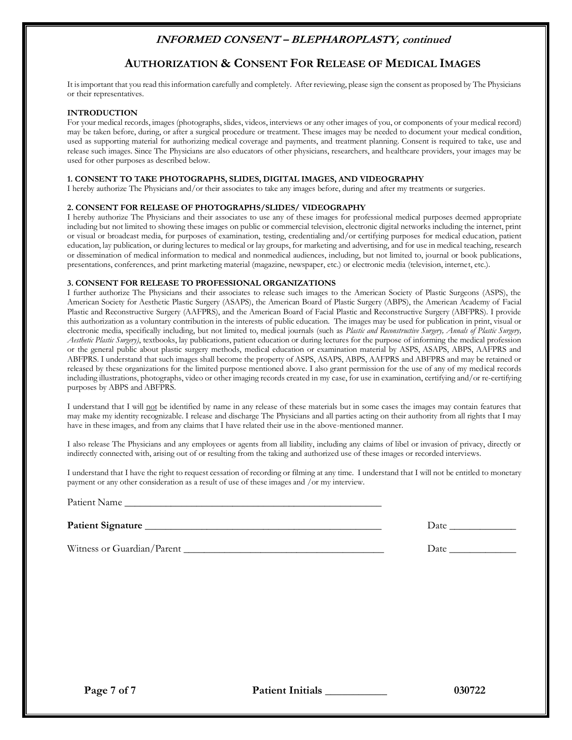# AUTHORIZATION & CONSENT FOR RELEASE OF MEDICAL IMAGES

It is important that you read this information carefully and completely. After reviewing, please sign the consent as proposed by The Physicians or their representatives.

**INTRODUCTION**

For your medical records, images (photographs, slides, videos, interviews or any other images of you, or components of your medical record) may be taken before, during, or after a surgical procedure or treatment. These images may be needed to document your medical condition, used as supporting material for authorizing medical coverage and payments, and treatment planning. Consent is required to take, use and release such images. Since The Physicians are also educators of other physicians, researchers, and healthcare providers, your images may be used for other purposes as described below.

**1. CONSENT TO TAKE PHOTOGRAPHS, SLIDES, DIGITAL IMAGES, AND VIDEOGRAPHY**

I hereby authorize The Physicians and/or their associates to take any images before, during and after my treatments or surgeries.

**2. CONSENT FOR RELEASE OF PHOTOGRAPHS/SLIDES/ VIDEOGRAPHY**

I hereby authorize The Physicians and their associates to use any of these images for professional medical purposes deemed appropriate including but not limited to showing these images on public or commercial television, electronic digital networks including the internet, print or visual or broadcast media, for purposes of examination, testing, credentialing and/or certifying purposes for medical education, patient education, lay publication, or during lectures to medical or lay groups, for marketing and advertising, and for use in medical teaching, research or dissemination of medical information to medical and nonmedical audiences, including, but not limited to, journal or book publications, presentations, conferences, and print marketing material (magazine, newspaper, etc.) or electronic media (television, internet, etc.).

**3. CONSENT FOR RELEASE TO PROFESSIONAL ORGANIZATIONS**

I further authorize The Physicians and their associates to release such images to the American Society of Plastic Surgeons (ASPS), the American Society for Aesthetic Plastic Surgery (ASAPS), the American Board of Plastic Surgery (ABPS), the American Academy of Facial Plastic and Reconstructive Surgery (AAFPRS), and the American Board of Facial Plastic and Reconstructive Surgery (ABFPRS). I provide this authorization as a voluntary contribution in the interests of public education. The images may be used for publication in print, visual or electronic media, specifically including, but not limited to, medical journals (such as *Plastic and Reconstructive Surgery, Annals of Plastic Surgery, Aesthetic Plastic Surgery)*, textbooks, lay publications, patient education or during lectures for the purpose of informing the medical profession or the general public about plastic surgery methods, medical education or examination material by ASPS, ASAPS, ABPS, AAFPRS and ABFPRS. I understand that such images shall become the property of ASPS, ASAPS, ABPS, AAFPRS and ABFPRS and may be retained or released by these organizations for the limited purpose mentioned above. I also grant permission for the use of any of my medical records including illustrations, photographs, video or other imaging records created in my case, for use in examination, certifying and/or re-certifying purposes by ABPS and ABFPRS.

I understand that I will <u>not</u> be identified by name in any release of these materials but in some cases the images may contain features that may make my identity recognizable. I release and discharge The Physicians and all parties acting on their authority from all rights that I may have in these images, and from any claims that I have related their use in the above-mentioned manner.

I also release The Physicians and any employees or agents from all liability, including any claims of libel or invasion of privacy, directly or indirectly connected with, arising out of or resulting from the taking and authorized use of these images or recorded interviews.

I understand that I have the right to request cessation of recording or filming at any time. I understand that I will not be entitled to monetary payment or any other consideration as a result of use of these images and /or my interview.

Patient Name ____________________________________________________

**Patient Signature** _______________________________________________ Date _____________

Witness or Guardian/Parent ________________________________________ Date _____________

**Patient Initials** ___________ **030722**